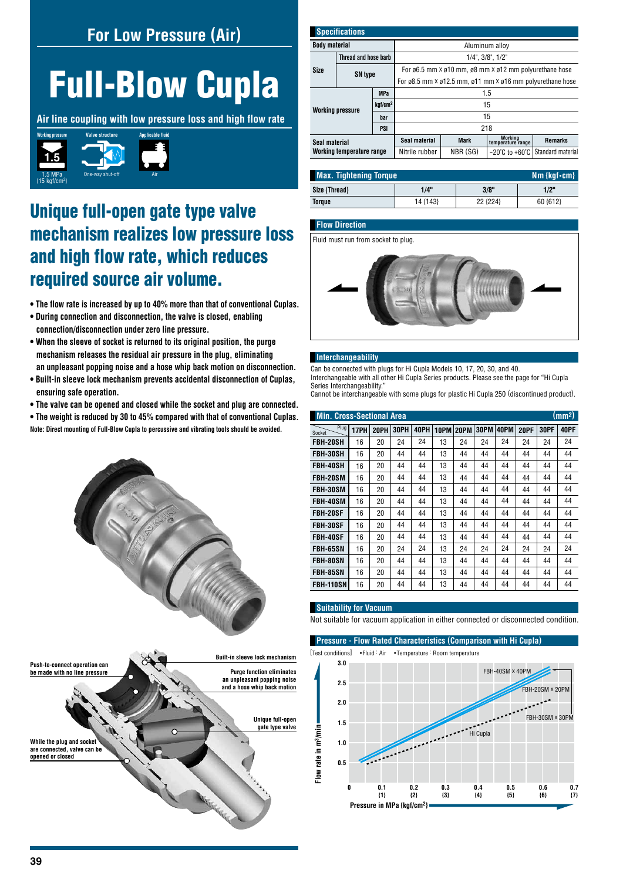## For Low Pressure (Air)

# Full-Blow Cupla

**Air line coupling with low pressure loss and high flow rate**

Working pressure: 1.5 MPa (15 kgf/cm²) | Valve structure: One-way shut-off | Applicable fluid: Air

## Unique full-open gate type valve mechanism realizes low pressure loss and high flow rate, which reduces required source air volume.

- The flow rate is increased by up to 40% more than that of conventional Cuplas.
- During connection and disconnection, the valve is closed, enabling connection/disconnection under zero line pressure.
- When the sleeve of socket is returned to its original position, the purge mechanism releases the residual air pressure in the plug, eliminating an unpleasant popping noise and a hose whip back motion on disconnection.
- Built-in sleeve lock mechanism prevents accidental disconnection of Cuplas, ensuring safe operation.
- The valve can be opened and closed while the socket and plug are connected.
- The weight is reduced by 30 to 45% compared with that of conventional Cuplas.

**Note: Direct mounting of Full-Blow Cupla to percussive and vibrating tools should be avoided.**

Push-to-connect operation can be made with no line pressure

Built-in sleeve lock mechanism

Purge function eliminates an unpleasant popping noise and a hose whip back motion

Unique full-open gate type valve

While the plug and socket are connected, valve can be opened or closed

### Specifications

| | | | | | | |
|---|---|---|---|---|---|---|
| Body material | | | Aluminum alloy | | | |
| Size | Thread and hose barb | | 1/4", 3/8", 1/2" | | | |
| | SN type | | For ø6.5 mm x ø10 mm, ø8 mm x ø12 mm polyurethane hose | | | |
| | | | For ø8.5 mm x ø12.5 mm, ø11 mm x ø16 mm polyurethane hose | | | |
| Working pressure | | MPa | 1.5 | | | |
| | | kgf/cm² | 15 | | | |
| | | bar | 15 | | | |
| | | PSI | 218 | | | |
| Seal material / Working temperature range | | | Seal material | Mark | Working temperature range | Remarks |
| | | | Nitrile rubber | NBR (SG) | −20°C to +60°C | Standard material |

### Max. Tightening Torque Nm {kgf•cm}

| Size (Thread) | 1/4" | 3/8" | 1/2" |
|---|---|---|---|
| Torque | 14 {143} | 22 {224} | 60 {612} |

### Flow Direction

Fluid must run from socket to plug.

### Interchangeability

Can be connected with plugs for Hi Cupla Models 10, 17, 20, 30, and 40.
Interchangeable with all other Hi Cupla Series products. Please see the page for "Hi Cupla Series Interchangeability."
Cannot be interchangeable with some plugs for plastic Hi Cupla 250 (discontinued product).

### Min. Cross-Sectional Area (mm²)

| Socket \ Plug | 17PH | 20PH | 30PH | 40PH | 10PM | 20PM | 30PM | 40PM | 20PF | 30PF | 40PF |
|---|---|---|---|---|---|---|---|---|---|---|---|
| FBH-20SH | 16 | 20 | 24 | 24 | 13 | 24 | 24 | 24 | 24 | 24 | 24 |
| FBH-30SH | 16 | 20 | 44 | 44 | 13 | 44 | 44 | 44 | 44 | 44 | 44 |
| FBH-40SH | 16 | 20 | 44 | 44 | 13 | 44 | 44 | 44 | 44 | 44 | 44 |
| FBH-20SM | 16 | 20 | 44 | 44 | 13 | 44 | 44 | 44 | 44 | 44 | 44 |
| FBH-30SM | 16 | 20 | 44 | 44 | 13 | 44 | 44 | 44 | 44 | 44 | 44 |
| FBH-40SM | 16 | 20 | 44 | 44 | 13 | 44 | 44 | 44 | 44 | 44 | 44 |
| FBH-20SF | 16 | 20 | 44 | 44 | 13 | 44 | 44 | 44 | 44 | 44 | 44 |
| FBH-30SF | 16 | 20 | 44 | 44 | 13 | 44 | 44 | 44 | 44 | 44 | 44 |
| FBH-40SF | 16 | 20 | 44 | 44 | 13 | 44 | 44 | 44 | 44 | 44 | 44 |
| FBH-65SN | 16 | 20 | 24 | 24 | 13 | 24 | 24 | 24 | 24 | 24 | 24 |
| FBH-80SN | 16 | 20 | 44 | 44 | 13 | 44 | 44 | 44 | 44 | 44 | 44 |
| FBH-85SN | 16 | 20 | 44 | 44 | 13 | 44 | 44 | 44 | 44 | 44 | 44 |
| FBH-110SN | 16 | 20 | 44 | 44 | 13 | 44 | 44 | 44 | 44 | 44 | 44 |

### Suitability for Vacuum

Not suitable for vacuum application in either connected or disconnected condition.

### Pressure - Flow Rated Characteristics (Comparison with Hi Cupla)

[Test conditions] •Fluid : Air •Temperature : Room temperature

Flow rate in m³/min (0 – 3.0) vs. Pressure in MPa {kgf/cm²} (0 – 0.7 {7})

Curves: FBH-40SM x 40PM, FBH-20SM x 20PM, FBH-30SM x 30PM, Hi Cupla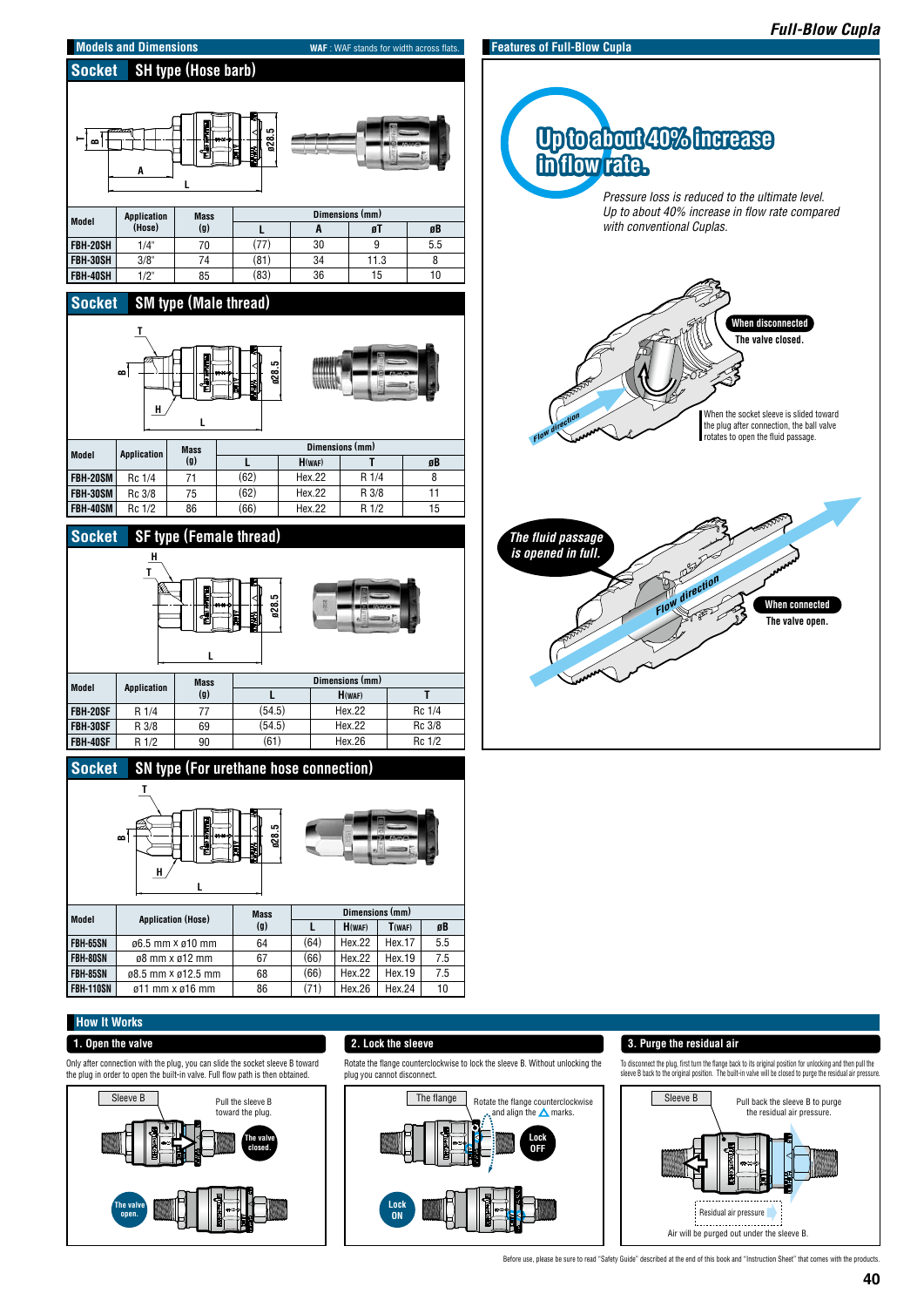# Full-Blow Cupla

## Models and Dimensions

WAF : WAF stands for width across flats.

### Socket SH type (Hose barb)

| Model | Application (Hose) | Mass (g) | Dimensions (mm) | | | |
|---|---|---|---|---|---|---|
| | | | L | A | øT | øB |
| FBH-20SH | 1/4" | 70 | (77) | 30 | 9 | 5.5 |
| FBH-30SH | 3/8" | 74 | (81) | 34 | 11.3 | 8 |
| FBH-40SH | 1/2" | 85 | (83) | 36 | 15 | 10 |

### Socket SM type (Male thread)

| Model | Application | Mass (g) | Dimensions (mm) | | | |
|---|---|---|---|---|---|---|
| | | | L | H(WAF) | T | øB |
| FBH-20SM | Rc 1/4 | 71 | (62) | Hex.22 | R 1/4 | 8 |
| FBH-30SM | Rc 3/8 | 75 | (62) | Hex.22 | R 3/8 | 11 |
| FBH-40SM | Rc 1/2 | 86 | (66) | Hex.22 | R 1/2 | 15 |

### Socket SF type (Female thread)

| Model | Application | Mass (g) | Dimensions (mm) | | |
|---|---|---|---|---|---|
| | | | L | H(WAF) | T |
| FBH-20SF | R 1/4 | 77 | (54.5) | Hex.22 | Rc 1/4 |
| FBH-30SF | R 3/8 | 69 | (54.5) | Hex.22 | Rc 3/8 |
| FBH-40SF | R 1/2 | 90 | (61) | Hex.26 | Rc 1/2 |

### Socket SN type (For urethane hose connection)

| Model | Application (Hose) | Mass (g) | Dimensions (mm) | | | |
|---|---|---|---|---|---|---|
| | | | L | H(WAF) | T(WAF) | øB |
| FBH-65SN | ø6.5 mm x ø10 mm | 64 | (64) | Hex.22 | Hex.17 | 5.5 |
| FBH-80SN | ø8 mm x ø12 mm | 67 | (66) | Hex.22 | Hex.19 | 7.5 |
| FBH-85SN | ø8.5 mm x ø12.5 mm | 68 | (66) | Hex.22 | Hex.19 | 7.5 |
| FBH-110SN | ø11 mm x ø16 mm | 86 | (71) | Hex.26 | Hex.24 | 10 |

## Features of Full-Blow Cupla

**Up to about 40% increase in flow rate.**

*Pressure loss is reduced to the ultimate level. Up to about 40% increase in flow rate compared with conventional Cuplas.*

When disconnected
The valve closed.

When the socket sleeve is slided toward the plug after connection, the ball valve rotates to open the fluid passage.

Flow direction

*The fluid passage is opened in full.*

When connected
The valve open.

## How It Works

### 1. Open the valve

Only after connection with the plug, you can slide the socket sleeve B toward the plug in order to open the built-in valve. Full flow path is then obtained.

Sleeve B — Pull the sleeve B toward the plug.
The valve closed.
The valve open.

### 2. Lock the sleeve

Rotate the flange counterclockwise to lock the sleeve B. Without unlocking the plug you cannot disconnect.

The flange — Rotate the flange counterclockwise and align the △ marks.
Lock OFF
Lock ON

### 3. Purge the residual air

To disconnect the plug, first turn the flange back to its original position for unlocking and then pull the sleeve B back to the original position. The built-in valve will be closed to purge the residual air pressure.

Sleeve B — Pull back the sleeve B to purge the residual air pressure.
Residual air pressure
Air will be purged out under the sleeve B.

Before use, please be sure to read "Safety Guide" described at the end of this book and "Instruction Sheet" that comes with the products.